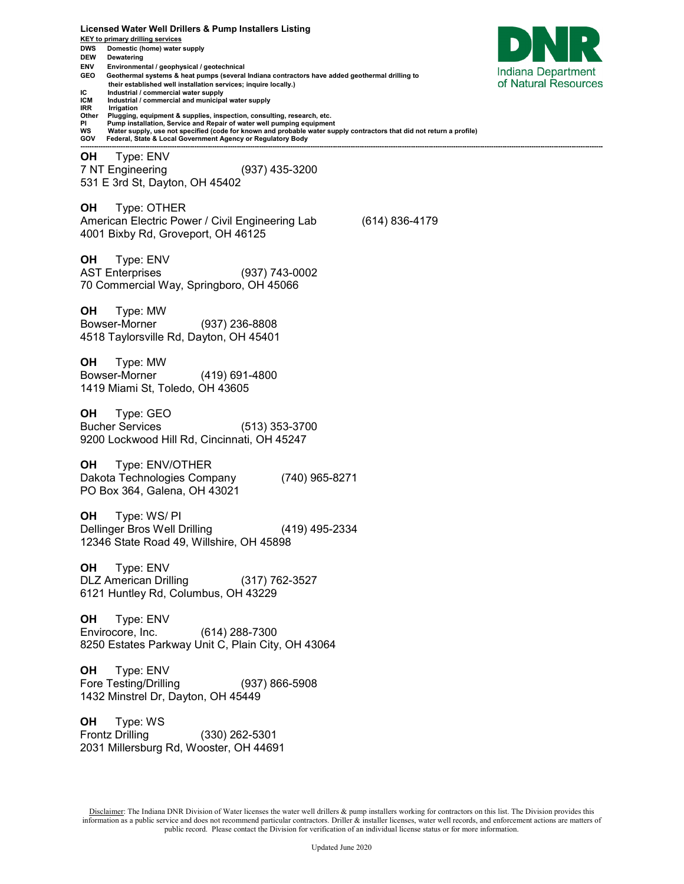**Licensed Water Well Drillers & Pump Installers Listing**

**KEY to primary drilling services**

**DWS** Domestic (home) water supply
**DEW** Dewatering
**ENV** Environmental / geophysical / geotechnical
**GEO** Geothermal systems & heat pumps (several Indiana contractors have added geothermal drilling to their established well installation services; inquire locally.)
**IC** Industrial / commercial water supply
**ICM** Industrial / commercial and municipal water supply
**IRR** Irrigation
**Other** Plugging, equipment & supplies, inspection, consulting, research, etc.
**PI** Pump installation, Service and Repair of water well pumping equipment
**WS** Water supply, use not specified (code for known and probable water supply contractors that did not return a profile)
**GOV** Federal, State & Local Government Agency or Regulatory Body

Indiana Department of Natural Resources

---

**OH** Type: ENV
7 NT Engineering (937) 435-3200
531 E 3rd St, Dayton, OH 45402

**OH** Type: OTHER
American Electric Power / Civil Engineering Lab (614) 836-4179
4001 Bixby Rd, Groveport, OH 46125

**OH** Type: ENV
AST Enterprises (937) 743-0002
70 Commercial Way, Springboro, OH 45066

**OH** Type: MW
Bowser-Morner (937) 236-8808
4518 Taylorsville Rd, Dayton, OH 45401

**OH** Type: MW
Bowser-Morner (419) 691-4800
1419 Miami St, Toledo, OH 43605

**OH** Type: GEO
Bucher Services (513) 353-3700
9200 Lockwood Hill Rd, Cincinnati, OH 45247

**OH** Type: ENV/OTHER
Dakota Technologies Company (740) 965-8271
PO Box 364, Galena, OH 43021

**OH** Type: WS/ PI
Dellinger Bros Well Drilling (419) 495-2334
12346 State Road 49, Willshire, OH 45898

**OH** Type: ENV
DLZ American Drilling (317) 762-3527
6121 Huntley Rd, Columbus, OH 43229

**OH** Type: ENV
Envirocore, Inc. (614) 288-7300
8250 Estates Parkway Unit C, Plain City, OH 43064

**OH** Type: ENV
Fore Testing/Drilling (937) 866-5908
1432 Minstrel Dr, Dayton, OH 45449

**OH** Type: WS
Frontz Drilling (330) 262-5301
2031 Millersburg Rd, Wooster, OH 44691

Disclaimer: The Indiana DNR Division of Water licenses the water well drillers & pump installers working for contractors on this list. The Division provides this information as a public service and does not recommend particular contractors. Driller & installer licenses, water well records, and enforcement actions are matters of public record. Please contact the Division for verification of an individual license status or for more information.

Updated June 2020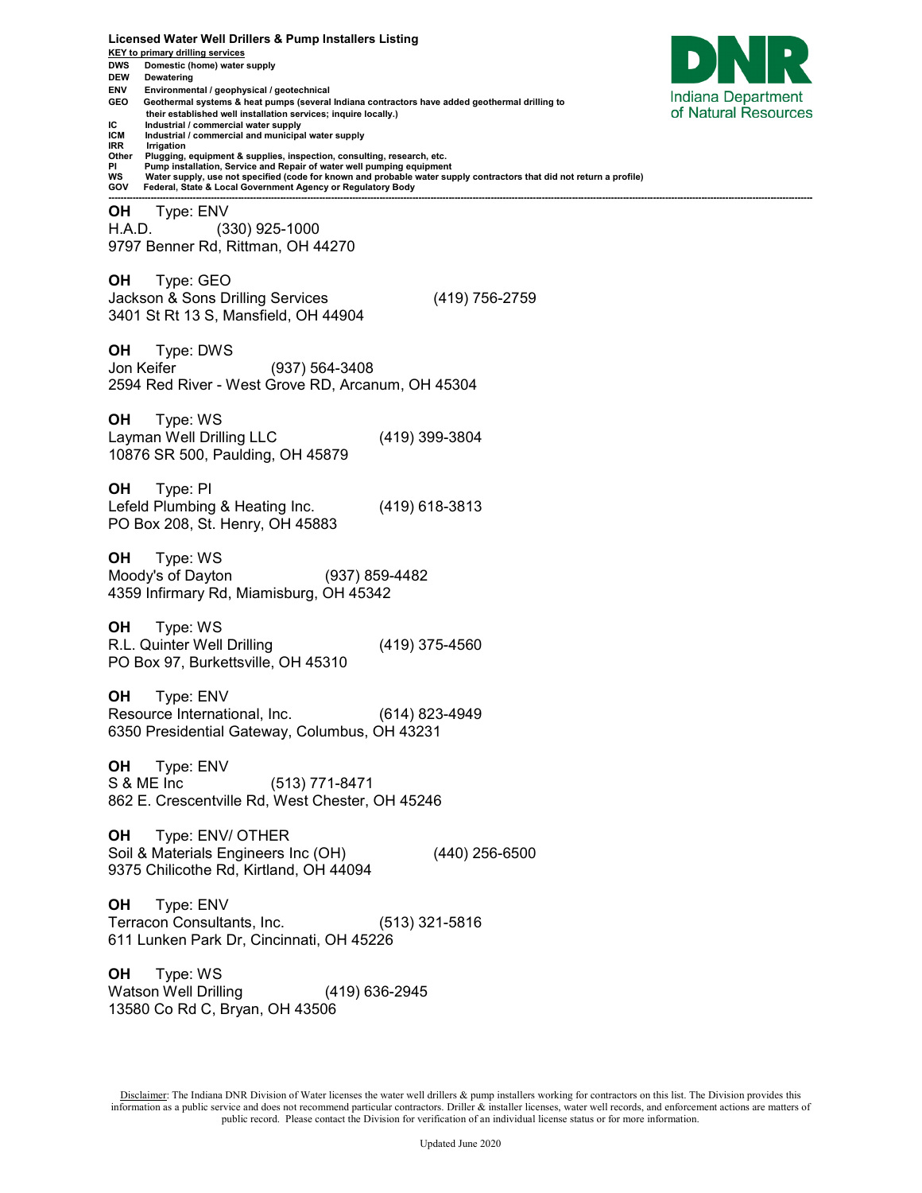**Licensed Water Well Drillers & Pump Installers Listing**

**KEY to primary drilling services**

| | |
|---|---|
| **DWS** | **Domestic (home) water supply** |
| **DEW** | **Dewatering** |
| **ENV** | **Environmental / geophysical / geotechnical** |
| **GEO** | **Geothermal systems & heat pumps (several Indiana contractors have added geothermal drilling to their established well installation services; inquire locally.)** |
| **IC** | **Industrial / commercial water supply** |
| **ICM** | **Industrial / commercial and municipal water supply** |
| **IRR** | **Irrigation** |
| **Other** | **Plugging, equipment & supplies, inspection, consulting, research, etc.** |
| **PI** | **Pump installation, Service and Repair of water well pumping equipment** |
| **WS** | **Water supply, use not specified (code for known and probable water supply contractors that did not return a profile)** |
| **GOV** | **Federal, State & Local Government Agency or Regulatory Body** |

---

**OH** Type: ENV
H.A.D. (330) 925-1000
9797 Benner Rd, Rittman, OH 44270

**OH** Type: GEO
Jackson & Sons Drilling Services (419) 756-2759
3401 St Rt 13 S, Mansfield, OH 44904

**OH** Type: DWS
Jon Keifer (937) 564-3408
2594 Red River - West Grove RD, Arcanum, OH 45304

**OH** Type: WS
Layman Well Drilling LLC (419) 399-3804
10876 SR 500, Paulding, OH 45879

**OH** Type: PI
Lefeld Plumbing & Heating Inc. (419) 618-3813
PO Box 208, St. Henry, OH 45883

**OH** Type: WS
Moody's of Dayton (937) 859-4482
4359 Infirmary Rd, Miamisburg, OH 45342

**OH** Type: WS
R.L. Quinter Well Drilling (419) 375-4560
PO Box 97, Burkettsville, OH 45310

**OH** Type: ENV
Resource International, Inc. (614) 823-4949
6350 Presidential Gateway, Columbus, OH 43231

**OH** Type: ENV
S & ME Inc (513) 771-8471
862 E. Crescentville Rd, West Chester, OH 45246

**OH** Type: ENV/ OTHER
Soil & Materials Engineers Inc (OH) (440) 256-6500
9375 Chilicothe Rd, Kirtland, OH 44094

**OH** Type: ENV
Terracon Consultants, Inc. (513) 321-5816
611 Lunken Park Dr, Cincinnati, OH 45226

**OH** Type: WS
Watson Well Drilling (419) 636-2945
13580 Co Rd C, Bryan, OH 43506

Disclaimer: The Indiana DNR Division of Water licenses the water well drillers & pump installers working for contractors on this list. The Division provides this information as a public service and does not recommend particular contractors. Driller & installer licenses, water well records, and enforcement actions are matters of public record. Please contact the Division for verification of an individual license status or for more information.

Updated June 2020